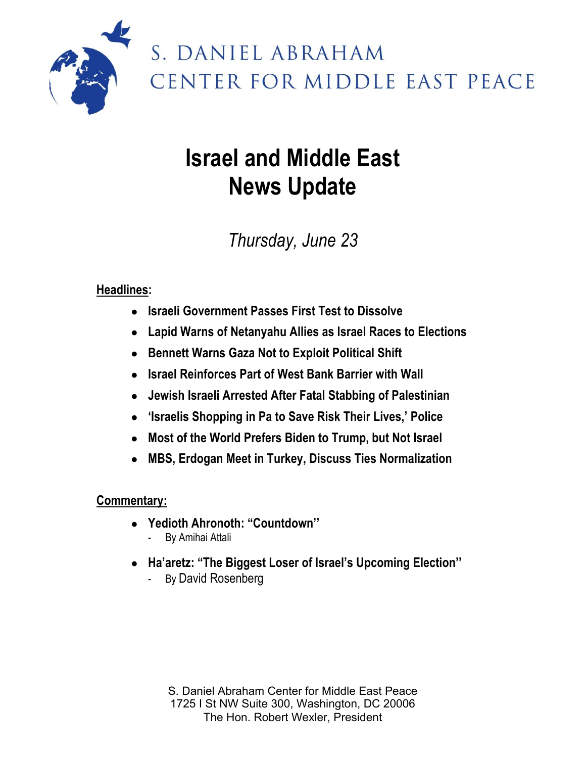S. DANIEL ABRAHAM
CENTER FOR MIDDLE EAST PEACE

# Israel and Middle East News Update

*Thursday, June 23*

**Headlines:**

- **Israeli Government Passes First Test to Dissolve**
- **Lapid Warns of Netanyahu Allies as Israel Races to Elections**
- **Bennett Warns Gaza Not to Exploit Political Shift**
- **Israel Reinforces Part of West Bank Barrier with Wall**
- **Jewish Israeli Arrested After Fatal Stabbing of Palestinian**
- **'Israelis Shopping in Pa to Save Risk Their Lives,' Police**
- **Most of the World Prefers Biden to Trump, but Not Israel**
- **MBS, Erdogan Meet in Turkey, Discuss Ties Normalization**

**Commentary:**

- **Yedioth Ahronoth: "Countdown"**
  - By Amihai Attali
- **Ha'aretz: "The Biggest Loser of Israel's Upcoming Election"**
  - By David Rosenberg

S. Daniel Abraham Center for Middle East Peace
1725 I St NW Suite 300, Washington, DC 20006
The Hon. Robert Wexler, President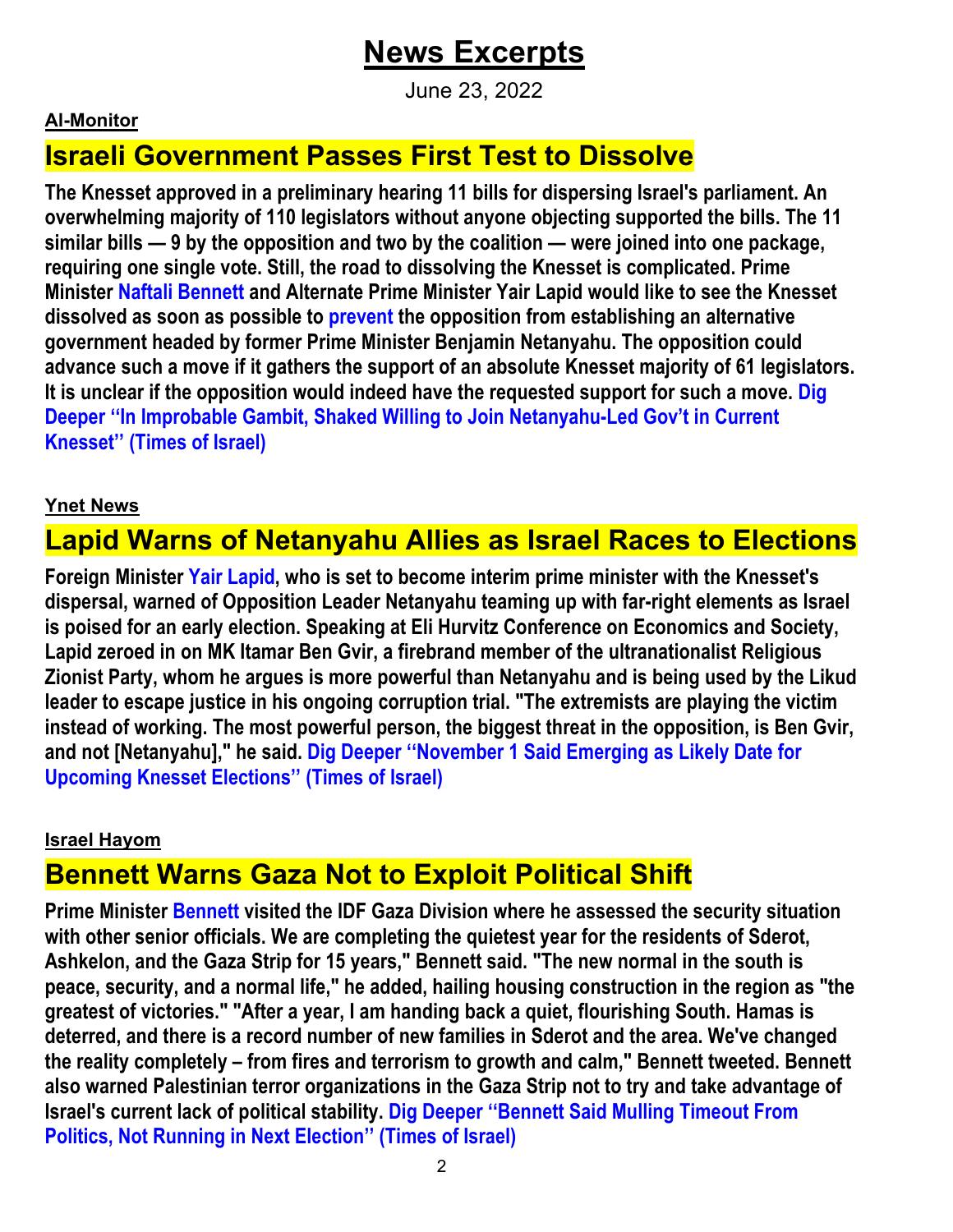# News Excerpts

June 23, 2022

**Al-Monitor**

## Israeli Government Passes First Test to Dissolve

**The Knesset approved in a preliminary hearing 11 bills for dispersing Israel's parliament. An overwhelming majority of 110 legislators without anyone objecting supported the bills. The 11 similar bills — 9 by the opposition and two by the coalition — were joined into one package, requiring one single vote. Still, the road to dissolving the Knesset is complicated. Prime Minister Naftali Bennett and Alternate Prime Minister Yair Lapid would like to see the Knesset dissolved as soon as possible to prevent the opposition from establishing an alternative government headed by former Prime Minister Benjamin Netanyahu. The opposition could advance such a move if it gathers the support of an absolute Knesset majority of 61 legislators. It is unclear if the opposition would indeed have the requested support for such a move. Dig Deeper "In Improbable Gambit, Shaked Willing to Join Netanyahu-Led Gov't in Current Knesset" (Times of Israel)**

**Ynet News**

## Lapid Warns of Netanyahu Allies as Israel Races to Elections

**Foreign Minister Yair Lapid, who is set to become interim prime minister with the Knesset's dispersal, warned of Opposition Leader Netanyahu teaming up with far-right elements as Israel is poised for an early election. Speaking at Eli Hurvitz Conference on Economics and Society, Lapid zeroed in on MK Itamar Ben Gvir, a firebrand member of the ultranationalist Religious Zionist Party, whom he argues is more powerful than Netanyahu and is being used by the Likud leader to escape justice in his ongoing corruption trial. "The extremists are playing the victim instead of working. The most powerful person, the biggest threat in the opposition, is Ben Gvir, and not [Netanyahu]," he said. Dig Deeper "November 1 Said Emerging as Likely Date for Upcoming Knesset Elections" (Times of Israel)**

**Israel Hayom**

## Bennett Warns Gaza Not to Exploit Political Shift

**Prime Minister Bennett visited the IDF Gaza Division where he assessed the security situation with other senior officials. We are completing the quietest year for the residents of Sderot, Ashkelon, and the Gaza Strip for 15 years," Bennett said. "The new normal in the south is peace, security, and a normal life," he added, hailing housing construction in the region as "the greatest of victories." "After a year, I am handing back a quiet, flourishing South. Hamas is deterred, and there is a record number of new families in Sderot and the area. We've changed the reality completely – from fires and terrorism to growth and calm," Bennett tweeted. Bennett also warned Palestinian terror organizations in the Gaza Strip not to try and take advantage of Israel's current lack of political stability. Dig Deeper "Bennett Said Mulling Timeout From Politics, Not Running in Next Election" (Times of Israel)**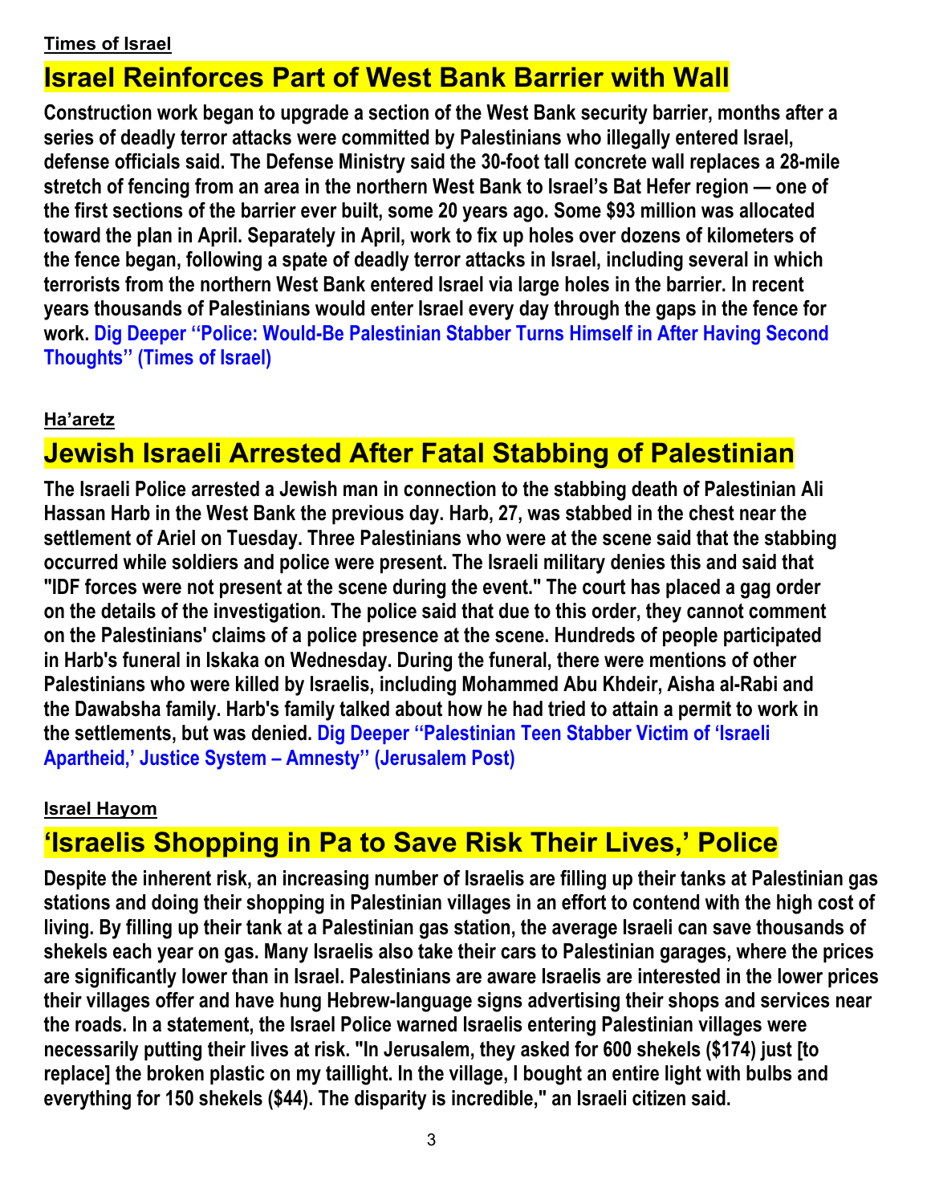**Times of Israel**

## Israel Reinforces Part of West Bank Barrier with Wall

**Construction work began to upgrade a section of the West Bank security barrier, months after a series of deadly terror attacks were committed by Palestinians who illegally entered Israel, defense officials said. The Defense Ministry said the 30-foot tall concrete wall replaces a 28-mile stretch of fencing from an area in the northern West Bank to Israel's Bat Hefer region — one of the first sections of the barrier ever built, some 20 years ago. Some $93 million was allocated toward the plan in April. Separately in April, work to fix up holes over dozens of kilometers of the fence began, following a spate of deadly terror attacks in Israel, including several in which terrorists from the northern West Bank entered Israel via large holes in the barrier. In recent years thousands of Palestinians would enter Israel every day through the gaps in the fence for work. Dig Deeper "Police: Would-Be Palestinian Stabber Turns Himself in After Having Second Thoughts" (Times of Israel)**

**Ha'aretz**

## Jewish Israeli Arrested After Fatal Stabbing of Palestinian

**The Israeli Police arrested a Jewish man in connection to the stabbing death of Palestinian Ali Hassan Harb in the West Bank the previous day. Harb, 27, was stabbed in the chest near the settlement of Ariel on Tuesday. Three Palestinians who were at the scene said that the stabbing occurred while soldiers and police were present. The Israeli military denies this and said that "IDF forces were not present at the scene during the event." The court has placed a gag order on the details of the investigation. The police said that due to this order, they cannot comment on the Palestinians' claims of a police presence at the scene. Hundreds of people participated in Harb's funeral in Iskaka on Wednesday. During the funeral, there were mentions of other Palestinians who were killed by Israelis, including Mohammed Abu Khdeir, Aisha al-Rabi and the Dawabsha family. Harb's family talked about how he had tried to attain a permit to work in the settlements, but was denied. Dig Deeper "Palestinian Teen Stabber Victim of 'Israeli Apartheid,' Justice System – Amnesty" (Jerusalem Post)**

**Israel Hayom**

## 'Israelis Shopping in Pa to Save Risk Their Lives,' Police

**Despite the inherent risk, an increasing number of Israelis are filling up their tanks at Palestinian gas stations and doing their shopping in Palestinian villages in an effort to contend with the high cost of living. By filling up their tank at a Palestinian gas station, the average Israeli can save thousands of shekels each year on gas. Many Israelis also take their cars to Palestinian garages, where the prices are significantly lower than in Israel. Palestinians are aware Israelis are interested in the lower prices their villages offer and have hung Hebrew-language signs advertising their shops and services near the roads. In a statement, the Israel Police warned Israelis entering Palestinian villages were necessarily putting their lives at risk. "In Jerusalem, they asked for 600 shekels ($174) just [to replace] the broken plastic on my taillight. In the village, I bought an entire light with bulbs and everything for 150 shekels ($44). The disparity is incredible," an Israeli citizen said.**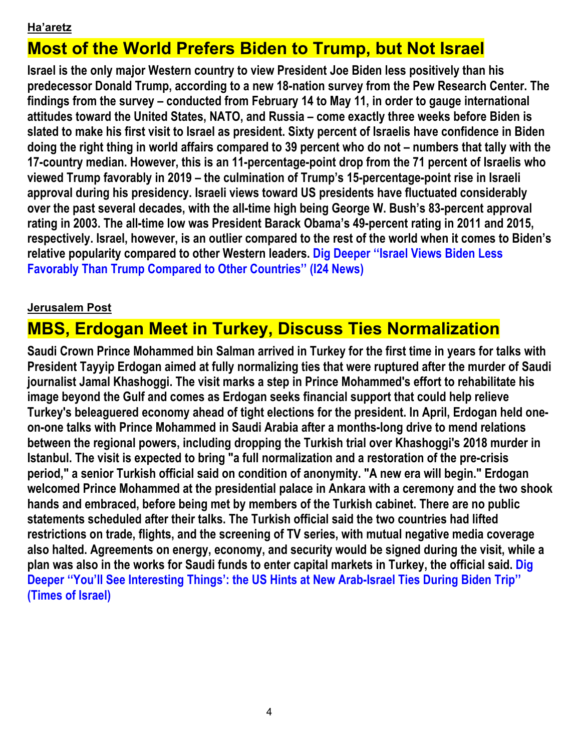**Ha'aretz**

## Most of the World Prefers Biden to Trump, but Not Israel

**Israel is the only major Western country to view President Joe Biden less positively than his predecessor Donald Trump, according to a new 18-nation survey from the Pew Research Center. The findings from the survey – conducted from February 14 to May 11, in order to gauge international attitudes toward the United States, NATO, and Russia – come exactly three weeks before Biden is slated to make his first visit to Israel as president. Sixty percent of Israelis have confidence in Biden doing the right thing in world affairs compared to 39 percent who do not – numbers that tally with the 17-country median. However, this is an 11-percentage-point drop from the 71 percent of Israelis who viewed Trump favorably in 2019 – the culmination of Trump's 15-percentage-point rise in Israeli approval during his presidency. Israeli views toward US presidents have fluctuated considerably over the past several decades, with the all-time high being George W. Bush's 83-percent approval rating in 2003. The all-time low was President Barack Obama's 49-percent rating in 2011 and 2015, respectively. Israel, however, is an outlier compared to the rest of the world when it comes to Biden's relative popularity compared to other Western leaders. Dig Deeper "Israel Views Biden Less Favorably Than Trump Compared to Other Countries" (I24 News)**

**Jerusalem Post**

## MBS, Erdogan Meet in Turkey, Discuss Ties Normalization

**Saudi Crown Prince Mohammed bin Salman arrived in Turkey for the first time in years for talks with President Tayyip Erdogan aimed at fully normalizing ties that were ruptured after the murder of Saudi journalist Jamal Khashoggi. The visit marks a step in Prince Mohammed's effort to rehabilitate his image beyond the Gulf and comes as Erdogan seeks financial support that could help relieve Turkey's beleaguered economy ahead of tight elections for the president. In April, Erdogan held one-on-one talks with Prince Mohammed in Saudi Arabia after a months-long drive to mend relations between the regional powers, including dropping the Turkish trial over Khashoggi's 2018 murder in Istanbul. The visit is expected to bring "a full normalization and a restoration of the pre-crisis period," a senior Turkish official said on condition of anonymity. "A new era will begin." Erdogan welcomed Prince Mohammed at the presidential palace in Ankara with a ceremony and the two shook hands and embraced, before being met by members of the Turkish cabinet. There are no public statements scheduled after their talks. The Turkish official said the two countries had lifted restrictions on trade, flights, and the screening of TV series, with mutual negative media coverage also halted. Agreements on energy, economy, and security would be signed during the visit, while a plan was also in the works for Saudi funds to enter capital markets in Turkey, the official said. Dig Deeper "You'll See Interesting Things': the US Hints at New Arab-Israel Ties During Biden Trip" (Times of Israel)**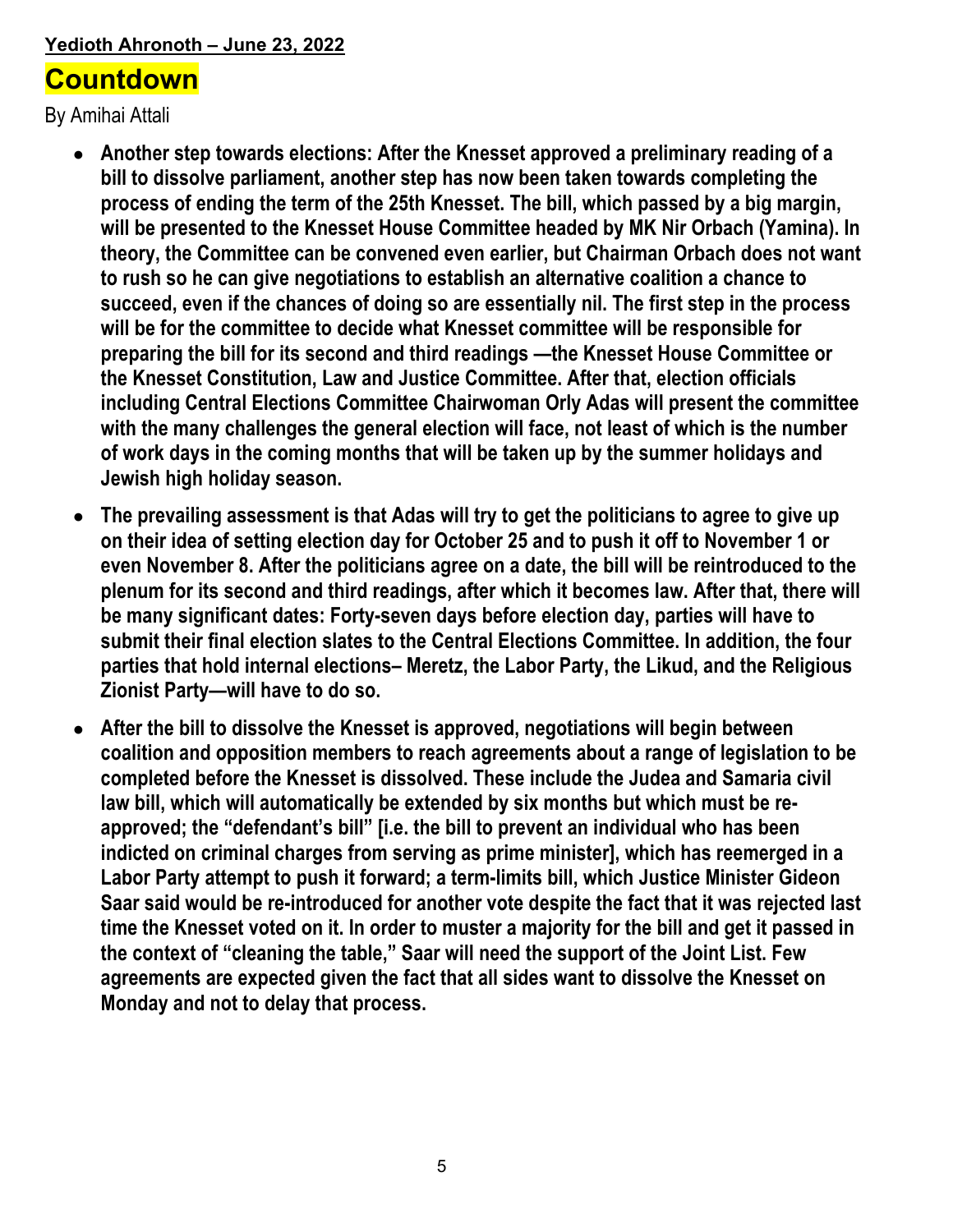**Yedioth Ahronoth – June 23, 2022**

# Countdown

By Amihai Attali

- **Another step towards elections: After the Knesset approved a preliminary reading of a bill to dissolve parliament, another step has now been taken towards completing the process of ending the term of the 25th Knesset. The bill, which passed by a big margin, will be presented to the Knesset House Committee headed by MK Nir Orbach (Yamina). In theory, the Committee can be convened even earlier, but Chairman Orbach does not want to rush so he can give negotiations to establish an alternative coalition a chance to succeed, even if the chances of doing so are essentially nil. The first step in the process will be for the committee to decide what Knesset committee will be responsible for preparing the bill for its second and third readings —the Knesset House Committee or the Knesset Constitution, Law and Justice Committee. After that, election officials including Central Elections Committee Chairwoman Orly Adas will present the committee with the many challenges the general election will face, not least of which is the number of work days in the coming months that will be taken up by the summer holidays and Jewish high holiday season.**
- **The prevailing assessment is that Adas will try to get the politicians to agree to give up on their idea of setting election day for October 25 and to push it off to November 1 or even November 8. After the politicians agree on a date, the bill will be reintroduced to the plenum for its second and third readings, after which it becomes law. After that, there will be many significant dates: Forty-seven days before election day, parties will have to submit their final election slates to the Central Elections Committee. In addition, the four parties that hold internal elections– Meretz, the Labor Party, the Likud, and the Religious Zionist Party—will have to do so.**
- **After the bill to dissolve the Knesset is approved, negotiations will begin between coalition and opposition members to reach agreements about a range of legislation to be completed before the Knesset is dissolved. These include the Judea and Samaria civil law bill, which will automatically be extended by six months but which must be re-approved; the "defendant's bill" [i.e. the bill to prevent an individual who has been indicted on criminal charges from serving as prime minister], which has reemerged in a Labor Party attempt to push it forward; a term-limits bill, which Justice Minister Gideon Saar said would be re-introduced for another vote despite the fact that it was rejected last time the Knesset voted on it. In order to muster a majority for the bill and get it passed in the context of "cleaning the table," Saar will need the support of the Joint List. Few agreements are expected given the fact that all sides want to dissolve the Knesset on Monday and not to delay that process.**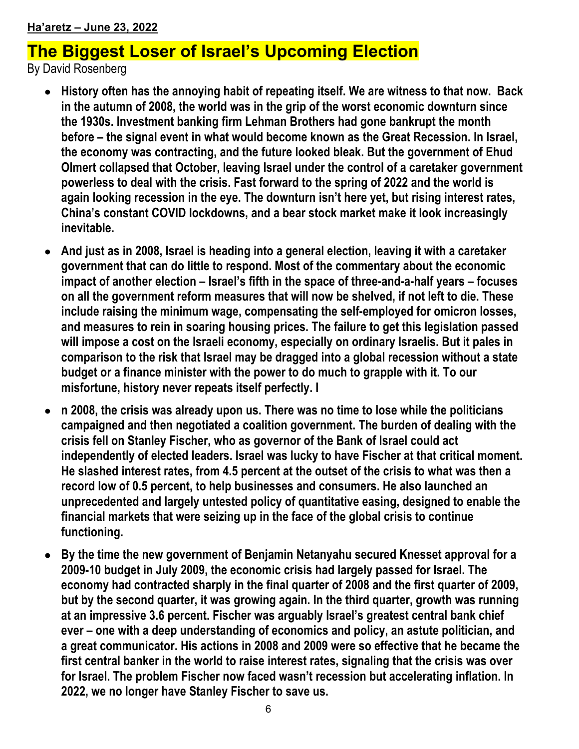**Ha'aretz – June 23, 2022**

# The Biggest Loser of Israel's Upcoming Election

By David Rosenberg

- **History often has the annoying habit of repeating itself. We are witness to that now. Back in the autumn of 2008, the world was in the grip of the worst economic downturn since the 1930s. Investment banking firm Lehman Brothers had gone bankrupt the month before – the signal event in what would become known as the Great Recession. In Israel, the economy was contracting, and the future looked bleak. But the government of Ehud Olmert collapsed that October, leaving Israel under the control of a caretaker government powerless to deal with the crisis. Fast forward to the spring of 2022 and the world is again looking recession in the eye. The downturn isn't here yet, but rising interest rates, China's constant COVID lockdowns, and a bear stock market make it look increasingly inevitable.**
- **And just as in 2008, Israel is heading into a general election, leaving it with a caretaker government that can do little to respond. Most of the commentary about the economic impact of another election – Israel's fifth in the space of three-and-a-half years – focuses on all the government reform measures that will now be shelved, if not left to die. These include raising the minimum wage, compensating the self-employed for omicron losses, and measures to rein in soaring housing prices. The failure to get this legislation passed will impose a cost on the Israeli economy, especially on ordinary Israelis. But it pales in comparison to the risk that Israel may be dragged into a global recession without a state budget or a finance minister with the power to do much to grapple with it. To our misfortune, history never repeats itself perfectly. I**
- **n 2008, the crisis was already upon us. There was no time to lose while the politicians campaigned and then negotiated a coalition government. The burden of dealing with the crisis fell on Stanley Fischer, who as governor of the Bank of Israel could act independently of elected leaders. Israel was lucky to have Fischer at that critical moment. He slashed interest rates, from 4.5 percent at the outset of the crisis to what was then a record low of 0.5 percent, to help businesses and consumers. He also launched an unprecedented and largely untested policy of quantitative easing, designed to enable the financial markets that were seizing up in the face of the global crisis to continue functioning.**
- **By the time the new government of Benjamin Netanyahu secured Knesset approval for a 2009-10 budget in July 2009, the economic crisis had largely passed for Israel. The economy had contracted sharply in the final quarter of 2008 and the first quarter of 2009, but by the second quarter, it was growing again. In the third quarter, growth was running at an impressive 3.6 percent. Fischer was arguably Israel's greatest central bank chief ever – one with a deep understanding of economics and policy, an astute politician, and a great communicator. His actions in 2008 and 2009 were so effective that he became the first central banker in the world to raise interest rates, signaling that the crisis was over for Israel. The problem Fischer now faced wasn't recession but accelerating inflation. In 2022, we no longer have Stanley Fischer to save us.**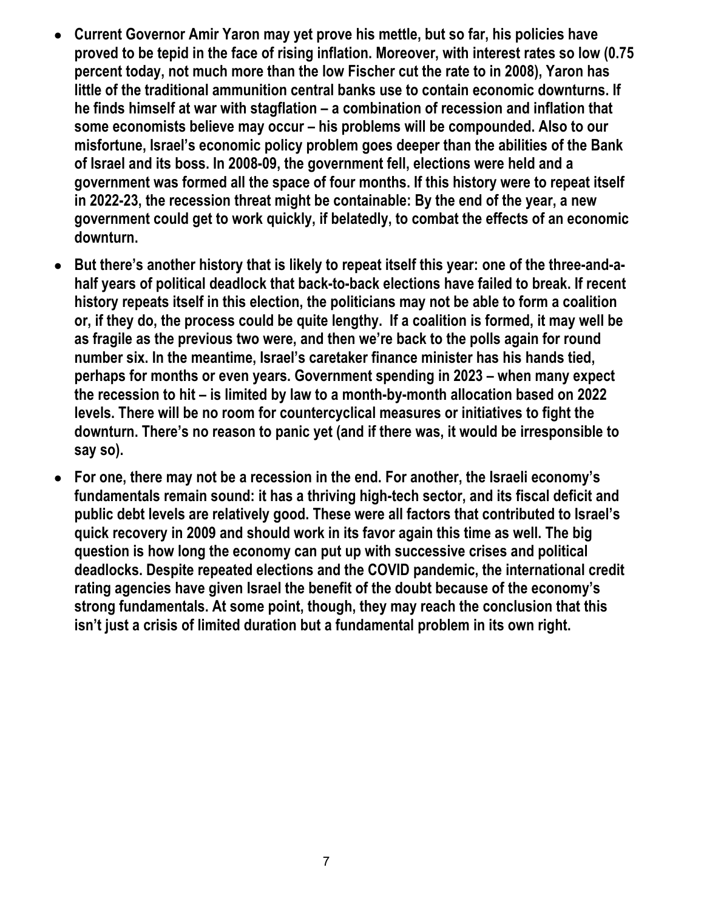- **Current Governor Amir Yaron may yet prove his mettle, but so far, his policies have proved to be tepid in the face of rising inflation. Moreover, with interest rates so low (0.75 percent today, not much more than the low Fischer cut the rate to in 2008), Yaron has little of the traditional ammunition central banks use to contain economic downturns. If he finds himself at war with stagflation – a combination of recession and inflation that some economists believe may occur – his problems will be compounded. Also to our misfortune, Israel's economic policy problem goes deeper than the abilities of the Bank of Israel and its boss. In 2008-09, the government fell, elections were held and a government was formed all the space of four months. If this history were to repeat itself in 2022-23, the recession threat might be containable: By the end of the year, a new government could get to work quickly, if belatedly, to combat the effects of an economic downturn.**
- **But there's another history that is likely to repeat itself this year: one of the three-and-a-half years of political deadlock that back-to-back elections have failed to break. If recent history repeats itself in this election, the politicians may not be able to form a coalition or, if they do, the process could be quite lengthy. If a coalition is formed, it may well be as fragile as the previous two were, and then we're back to the polls again for round number six. In the meantime, Israel's caretaker finance minister has his hands tied, perhaps for months or even years. Government spending in 2023 – when many expect the recession to hit – is limited by law to a month-by-month allocation based on 2022 levels. There will be no room for countercyclical measures or initiatives to fight the downturn. There's no reason to panic yet (and if there was, it would be irresponsible to say so).**
- **For one, there may not be a recession in the end. For another, the Israeli economy's fundamentals remain sound: it has a thriving high-tech sector, and its fiscal deficit and public debt levels are relatively good. These were all factors that contributed to Israel's quick recovery in 2009 and should work in its favor again this time as well. The big question is how long the economy can put up with successive crises and political deadlocks. Despite repeated elections and the COVID pandemic, the international credit rating agencies have given Israel the benefit of the doubt because of the economy's strong fundamentals. At some point, though, they may reach the conclusion that this isn't just a crisis of limited duration but a fundamental problem in its own right.**